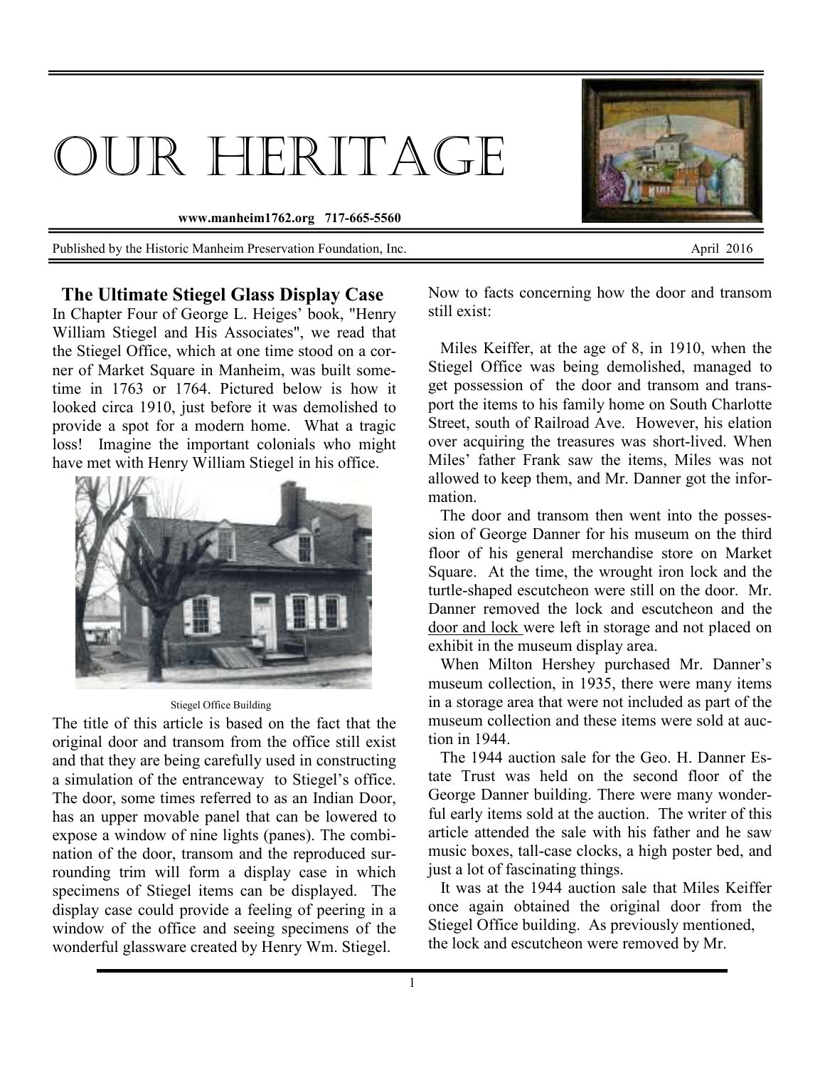# OUR HERITAGE

**www.manheim1762.org 717-665-5560**

Published by the Historic Manheim Preservation Foundation, Inc. April 2016

## The Ultimate Stiegel Glass Display Case

In Chapter Four of George L. Heiges' book, "Henry William Stiegel and His Associates", we read that the Stiegel Office, which at one time stood on a corner of Market Square in Manheim, was built sometime in 1763 or 1764. Pictured below is how it looked circa 1910, just before it was demolished to provide a spot for a modern home. What a tragic loss! Imagine the important colonials who might have met with Henry William Stiegel in his office.

Stiegel Office Building

The title of this article is based on the fact that the original door and transom from the office still exist and that they are being carefully used in constructing a simulation of the entranceway to Stiegel's office. The door, some times referred to as an Indian Door, has an upper movable panel that can be lowered to expose a window of nine lights (panes). The combination of the door, transom and the reproduced surrounding trim will form a display case in which specimens of Stiegel items can be displayed. The display case could provide a feeling of peering in a window of the office and seeing specimens of the wonderful glassware created by Henry Wm. Stiegel.

Now to facts concerning how the door and transom still exist:

Miles Keiffer, at the age of 8, in 1910, when the Stiegel Office was being demolished, managed to get possession of the door and transom and transport the items to his family home on South Charlotte Street, south of Railroad Ave. However, his elation over acquiring the treasures was short-lived. When Miles' father Frank saw the items, Miles was not allowed to keep them, and Mr. Danner got the information.

The door and transom then went into the possession of George Danner for his museum on the third floor of his general merchandise store on Market Square. At the time, the wrought iron lock and the turtle-shaped escutcheon were still on the door. Mr. Danner removed the lock and escutcheon and the door and lock were left in storage and not placed on exhibit in the museum display area.

When Milton Hershey purchased Mr. Danner's museum collection, in 1935, there were many items in a storage area that were not included as part of the museum collection and these items were sold at auction in 1944.

The 1944 auction sale for the Geo. H. Danner Estate Trust was held on the second floor of the George Danner building. There were many wonderful early items sold at the auction. The writer of this article attended the sale with his father and he saw music boxes, tall-case clocks, a high poster bed, and just a lot of fascinating things.

It was at the 1944 auction sale that Miles Keiffer once again obtained the original door from the Stiegel Office building. As previously mentioned, the lock and escutcheon were removed by Mr.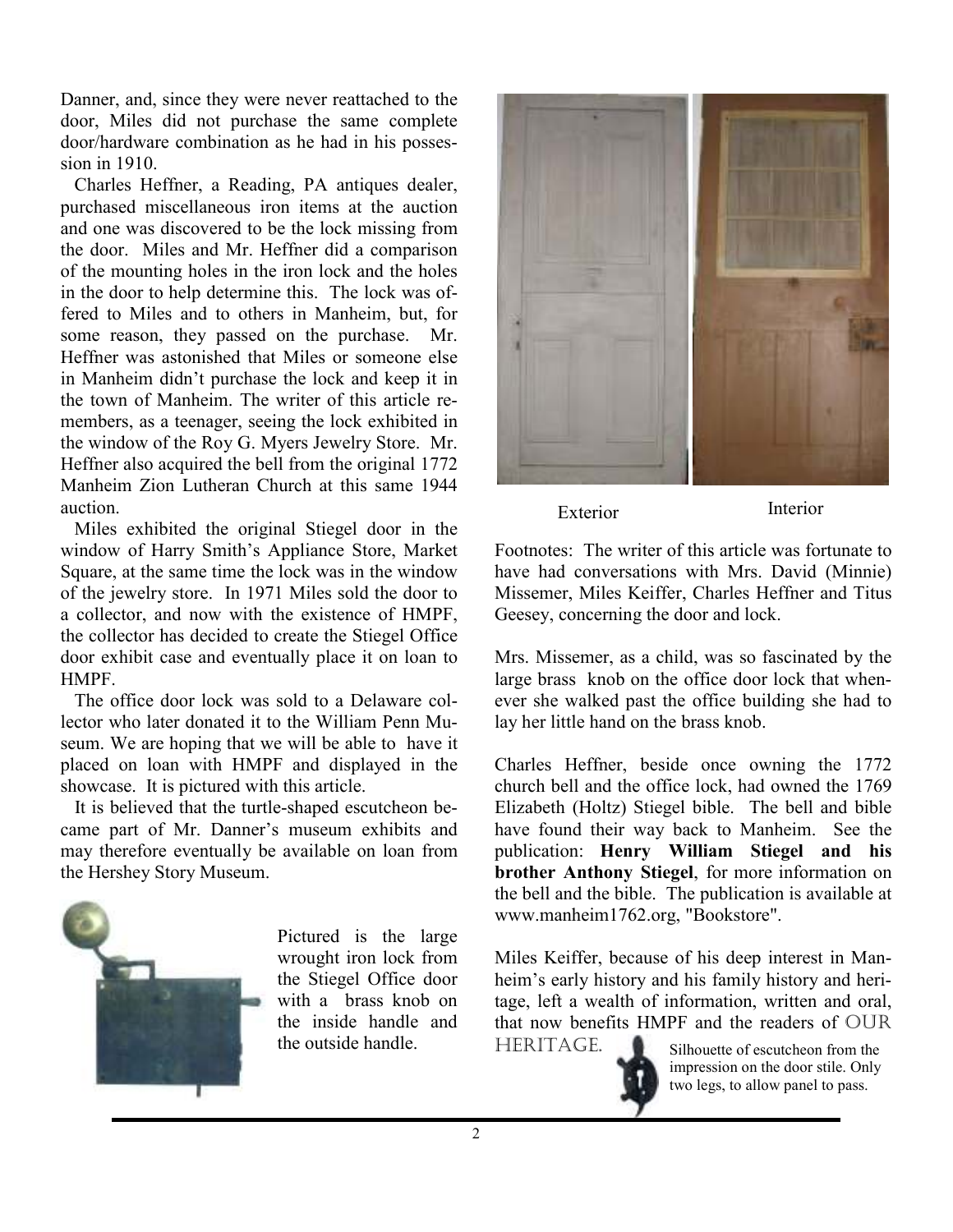Danner, and, since they were never reattached to the door, Miles did not purchase the same complete door/hardware combination as he had in his possession in 1910.

Charles Heffner, a Reading, PA antiques dealer, purchased miscellaneous iron items at the auction and one was discovered to be the lock missing from the door. Miles and Mr. Heffner did a comparison of the mounting holes in the iron lock and the holes in the door to help determine this. The lock was offered to Miles and to others in Manheim, but, for some reason, they passed on the purchase. Mr. Heffner was astonished that Miles or someone else in Manheim didn't purchase the lock and keep it in the town of Manheim. The writer of this article remembers, as a teenager, seeing the lock exhibited in the window of the Roy G. Myers Jewelry Store. Mr. Heffner also acquired the bell from the original 1772 Manheim Zion Lutheran Church at this same 1944 auction.

Miles exhibited the original Stiegel door in the window of Harry Smith's Appliance Store, Market Square, at the same time the lock was in the window of the jewelry store. In 1971 Miles sold the door to a collector, and now with the existence of HMPF, the collector has decided to create the Stiegel Office door exhibit case and eventually place it on loan to HMPF.

The office door lock was sold to a Delaware collector who later donated it to the William Penn Museum. We are hoping that we will be able to have it placed on loan with HMPF and displayed in the showcase. It is pictured with this article.

It is believed that the turtle-shaped escutcheon became part of Mr. Danner's museum exhibits and may therefore eventually be available on loan from the Hershey Story Museum.

Pictured is the large wrought iron lock from the Stiegel Office door with a brass knob on the inside handle and the outside handle.

Exterior

Interior

Footnotes: The writer of this article was fortunate to have had conversations with Mrs. David (Minnie) Missemer, Miles Keiffer, Charles Heffner and Titus Geesey, concerning the door and lock.

Mrs. Missemer, as a child, was so fascinated by the large brass knob on the office door lock that whenever she walked past the office building she had to lay her little hand on the brass knob.

Charles Heffner, beside once owning the 1772 church bell and the office lock, had owned the 1769 Elizabeth (Holtz) Stiegel bible. The bell and bible have found their way back to Manheim. See the publication: **Henry William Stiegel and his brother Anthony Stiegel**, for more information on the bell and the bible. The publication is available at www.manheim1762.org, "Bookstore".

Miles Keiffer, because of his deep interest in Manheim's early history and his family history and heritage, left a wealth of information, written and oral, that now benefits HMPF and the readers of OUR HERITAGE.

Silhouette of escutcheon from the impression on the door stile. Only two legs, to allow panel to pass.